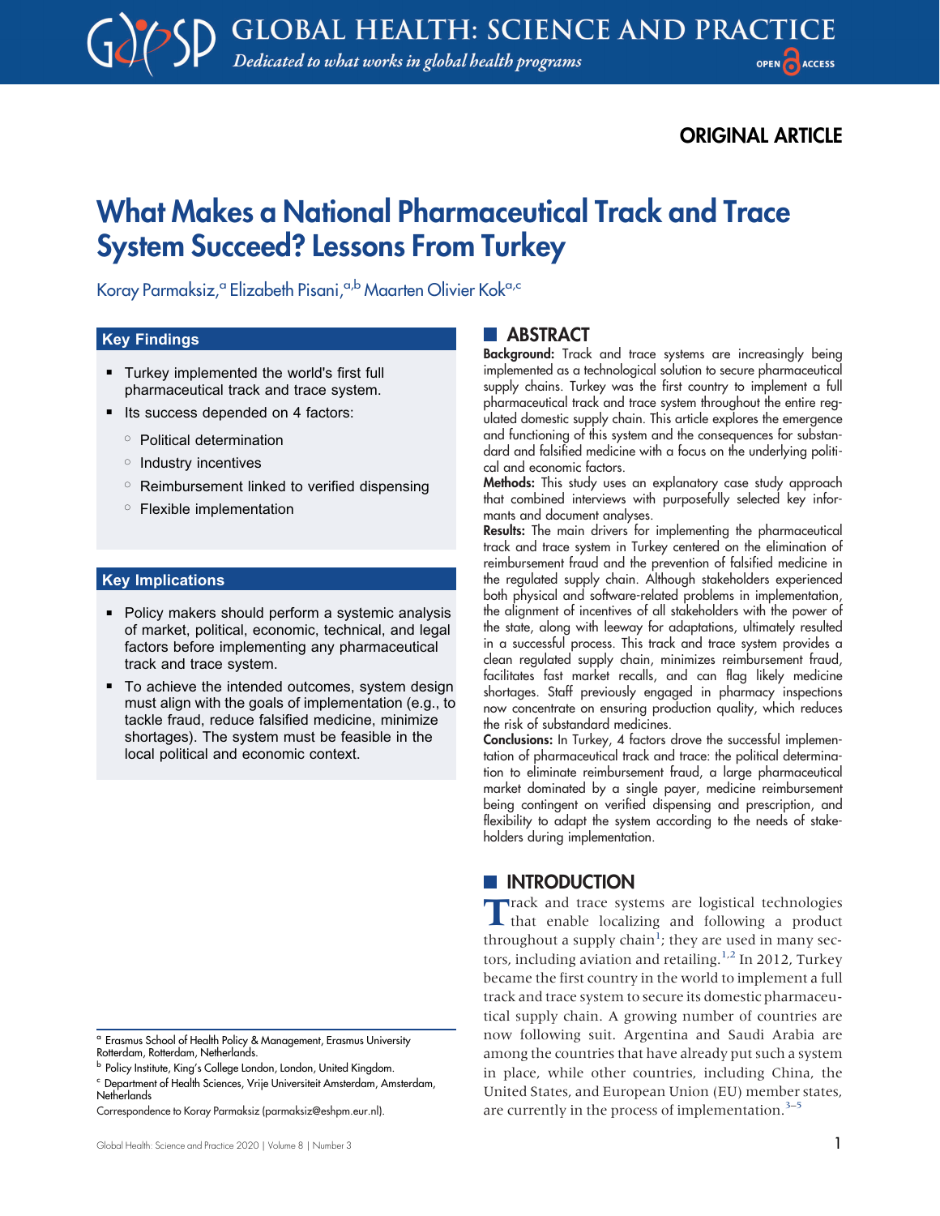ORIGINAL ARTICLE

# What Makes a National Pharmaceutical Track and Trace System Succeed? Lessons From Turkey

Koray Parmaksiz,[a] Elizabeth Pisani,[a,b] Maarten Olivier Kok[a,c]

### Key Findings

- Turkey implemented the world's first full pharmaceutical track and trace system.
- Its success depended on 4 factors:
  - Political determination
  - Industry incentives
  - Reimbursement linked to verified dispensing
  - Flexible implementation

### Key Implications

- Policy makers should perform a systemic analysis of market, political, economic, technical, and legal factors before implementing any pharmaceutical track and trace system.
- To achieve the intended outcomes, system design must align with the goals of implementation (e.g., to tackle fraud, reduce falsified medicine, minimize shortages). The system must be feasible in the local political and economic context.

## ABSTRACT

**Background:** Track and trace systems are increasingly being implemented as a technological solution to secure pharmaceutical supply chains. Turkey was the first country to implement a full pharmaceutical track and trace system throughout the entire regulated domestic supply chain. This article explores the emergence and functioning of this system and the consequences for substandard and falsified medicine with a focus on the underlying political and economic factors.

**Methods:** This study uses an explanatory case study approach that combined interviews with purposefully selected key informants and document analyses.

**Results:** The main drivers for implementing the pharmaceutical track and trace system in Turkey centered on the elimination of reimbursement fraud and the prevention of falsified medicine in the regulated supply chain. Although stakeholders experienced both physical and software-related problems in implementation, the alignment of incentives of all stakeholders with the power of the state, along with leeway for adaptations, ultimately resulted in a successful process. This track and trace system provides a clean regulated supply chain, minimizes reimbursement fraud, facilitates fast market recalls, and can flag likely medicine shortages. Staff previously engaged in pharmacy inspections now concentrate on ensuring production quality, which reduces the risk of substandard medicines.

**Conclusions:** In Turkey, 4 factors drove the successful implementation of pharmaceutical track and trace: the political determination to eliminate reimbursement fraud, a large pharmaceutical market dominated by a single payer, medicine reimbursement being contingent on verified dispensing and prescription, and flexibility to adapt the system according to the needs of stakeholders during implementation.

## INTRODUCTION

Track and trace systems are logistical technologies that enable localizing and following a product throughout a supply chain[1]; they are used in many sectors, including aviation and retailing.[1,2] In 2012, Turkey became the first country in the world to implement a full track and trace system to secure its domestic pharmaceutical supply chain. A growing number of countries are now following suit. Argentina and Saudi Arabia are among the countries that have already put such a system in place, while other countries, including China, the United States, and European Union (EU) member states, are currently in the process of implementation.[3–5]

[a] Erasmus School of Health Policy & Management, Erasmus University Rotterdam, Rotterdam, Netherlands.

[b] Policy Institute, King's College London, London, United Kingdom.

[c] Department of Health Sciences, Vrije Universiteit Amsterdam, Amsterdam, Netherlands

Correspondence to Koray Parmaksiz (parmaksiz@eshpm.eur.nl).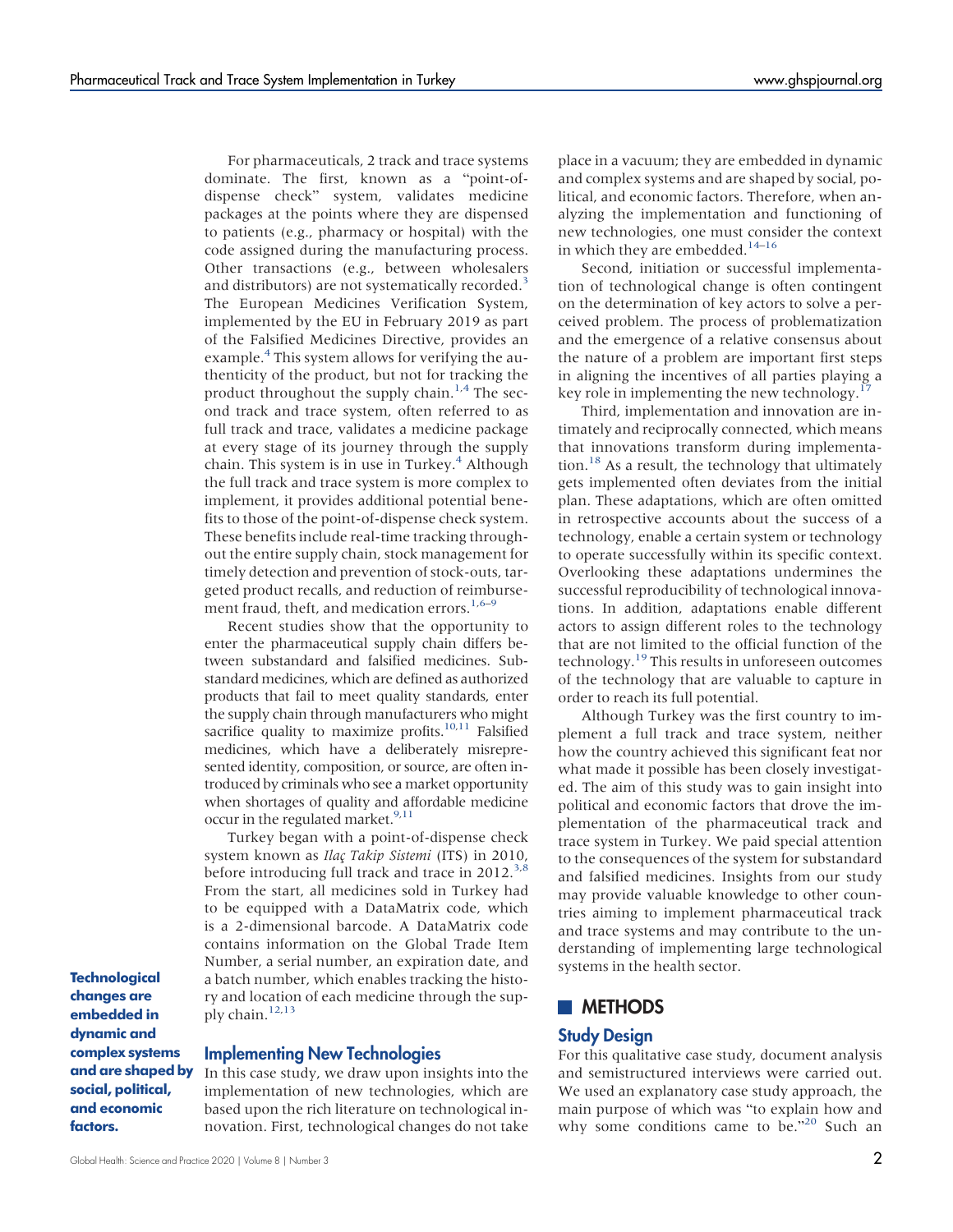For pharmaceuticals, 2 track and trace systems dominate. The first, known as a "point-of-dispense check" system, validates medicine packages at the points where they are dispensed to patients (e.g., pharmacy or hospital) with the code assigned during the manufacturing process. Other transactions (e.g., between wholesalers and distributors) are not systematically recorded.[3] The European Medicines Verification System, implemented by the EU in February 2019 as part of the Falsified Medicines Directive, provides an example.[4] This system allows for verifying the authenticity of the product, but not for tracking the product throughout the supply chain.[1,4] The second track and trace system, often referred to as full track and trace, validates a medicine package at every stage of its journey through the supply chain. This system is in use in Turkey.[4] Although the full track and trace system is more complex to implement, it provides additional potential benefits to those of the point-of-dispense check system. These benefits include real-time tracking throughout the entire supply chain, stock management for timely detection and prevention of stock-outs, targeted product recalls, and reduction of reimbursement fraud, theft, and medication errors.[1,6–9]

Recent studies show that the opportunity to enter the pharmaceutical supply chain differs between substandard and falsified medicines. Substandard medicines, which are defined as authorized products that fail to meet quality standards, enter the supply chain through manufacturers who might sacrifice quality to maximize profits.[10,11] Falsified medicines, which have a deliberately misrepresented identity, composition, or source, are often introduced by criminals who see a market opportunity when shortages of quality and affordable medicine occur in the regulated market.[9,11]

Turkey began with a point-of-dispense check system known as *Ilaç Takip Sistemi* (ITS) in 2010, before introducing full track and trace in 2012.[3,8] From the start, all medicines sold in Turkey had to be equipped with a DataMatrix code, which is a 2-dimensional barcode. A DataMatrix code contains information on the Global Trade Item Number, a serial number, an expiration date, and a batch number, which enables tracking the history and location of each medicine through the supply chain.[12,13]

## Implementing New Technologies

In this case study, we draw upon insights into the implementation of new technologies, which are based upon the rich literature on technological innovation. First, technological changes do not take place in a vacuum; they are embedded in dynamic and complex systems and are shaped by social, political, and economic factors. Therefore, when analyzing the implementation and functioning of new technologies, one must consider the context in which they are embedded.[14–16]

**Technological changes are embedded in dynamic and complex systems and are shaped by social, political, and economic factors.**

Second, initiation or successful implementation of technological change is often contingent on the determination of key actors to solve a perceived problem. The process of problematization and the emergence of a relative consensus about the nature of a problem are important first steps in aligning the incentives of all parties playing a key role in implementing the new technology.[17]

Third, implementation and innovation are intimately and reciprocally connected, which means that innovations transform during implementation.[18] As a result, the technology that ultimately gets implemented often deviates from the initial plan. These adaptations, which are often omitted in retrospective accounts about the success of a technology, enable a certain system or technology to operate successfully within its specific context. Overlooking these adaptations undermines the successful reproducibility of technological innovations. In addition, adaptations enable different actors to assign different roles to the technology that are not limited to the official function of the technology.[19] This results in unforeseen outcomes of the technology that are valuable to capture in order to reach its full potential.

Although Turkey was the first country to implement a full track and trace system, neither how the country achieved this significant feat nor what made it possible has been closely investigated. The aim of this study was to gain insight into political and economic factors that drove the implementation of the pharmaceutical track and trace system in Turkey. We paid special attention to the consequences of the system for substandard and falsified medicines. Insights from our study may provide valuable knowledge to other countries aiming to implement pharmaceutical track and trace systems and may contribute to the understanding of implementing large technological systems in the health sector.

# METHODS

## Study Design

For this qualitative case study, document analysis and semistructured interviews were carried out. We used an explanatory case study approach, the main purpose of which was "to explain how and why some conditions came to be."[20] Such an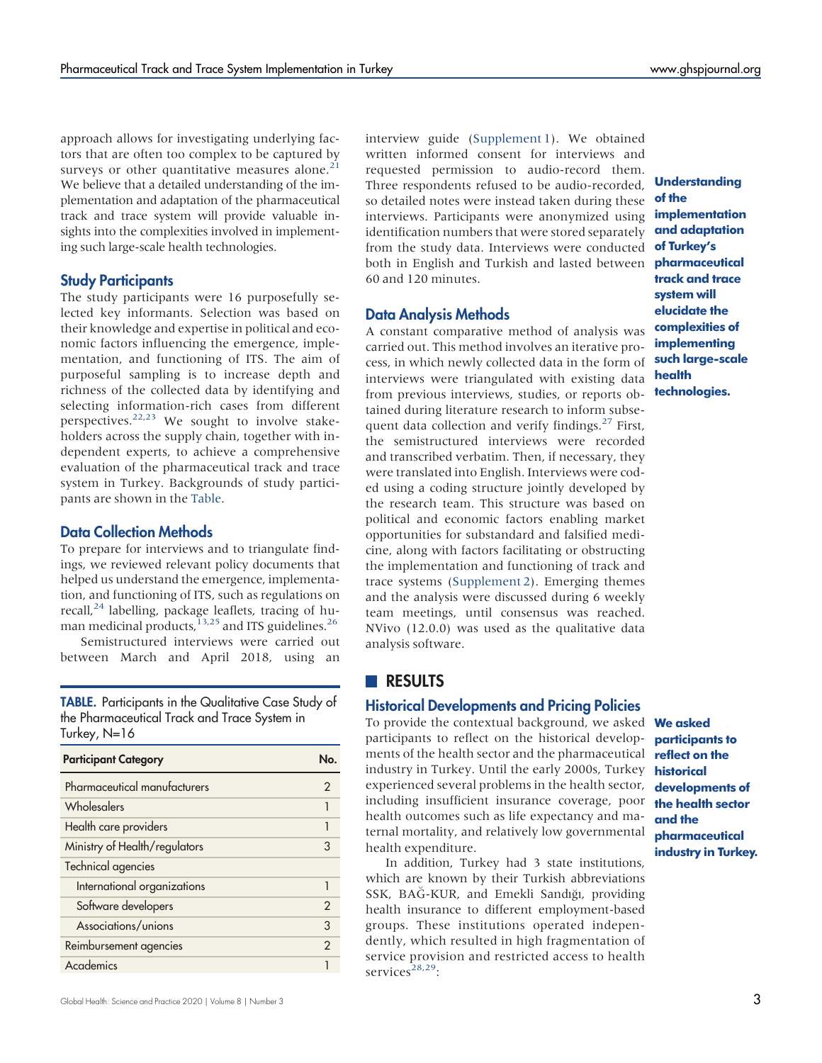approach allows for investigating underlying factors that are often too complex to be captured by surveys or other quantitative measures alone.[21] We believe that a detailed understanding of the implementation and adaptation of the pharmaceutical track and trace system will provide valuable insights into the complexities involved in implementing such large-scale health technologies.

## Study Participants

The study participants were 16 purposefully selected key informants. Selection was based on their knowledge and expertise in political and economic factors influencing the emergence, implementation, and functioning of ITS. The aim of purposeful sampling is to increase depth and richness of the collected data by identifying and selecting information-rich cases from different perspectives.[22,23] We sought to involve stakeholders across the supply chain, together with independent experts, to achieve a comprehensive evaluation of the pharmaceutical track and trace system in Turkey. Backgrounds of study participants are shown in the Table.

## Data Collection Methods

To prepare for interviews and to triangulate findings, we reviewed relevant policy documents that helped us understand the emergence, implementation, and functioning of ITS, such as regulations on recall,[24] labelling, package leaflets, tracing of human medicinal products,[13,25] and ITS guidelines.[26]

Semistructured interviews were carried out between March and April 2018, using an interview guide (Supplement 1). We obtained written informed consent for interviews and requested permission to audio-record them. Three respondents refused to be audio-recorded, so detailed notes were instead taken during these interviews. Participants were anonymized using identification numbers that were stored separately from the study data. Interviews were conducted both in English and Turkish and lasted between 60 and 120 minutes.

**TABLE.** Participants in the Qualitative Case Study of the Pharmaceutical Track and Trace System in Turkey, N=16

| Participant Category | No. |
|---|---|
| Pharmaceutical manufacturers | 2 |
| Wholesalers | 1 |
| Health care providers | 1 |
| Ministry of Health/regulators | 3 |
| Technical agencies | |
| International organizations | 1 |
| Software developers | 2 |
| Associations/unions | 3 |
| Reimbursement agencies | 2 |
| Academics | 1 |

**Understanding of the implementation and adaptation of Turkey's pharmaceutical track and trace system will elucidate the complexities of implementing such large-scale health technologies.**

## Data Analysis Methods

A constant comparative method of analysis was carried out. This method involves an iterative process, in which newly collected data in the form of interviews were triangulated with existing data from previous interviews, studies, or reports obtained during literature research to inform subsequent data collection and verify findings.[27] First, the semistructured interviews were recorded and transcribed verbatim. Then, if necessary, they were translated into English. Interviews were coded using a coding structure jointly developed by the research team. This structure was based on political and economic factors enabling market opportunities for substandard and falsified medicine, along with factors facilitating or obstructing the implementation and functioning of track and trace systems (Supplement 2). Emerging themes and the analysis were discussed during 6 weekly team meetings, until consensus was reached. NVivo (12.0.0) was used as the qualitative data analysis software.

# RESULTS

## Historical Developments and Pricing Policies

To provide the contextual background, we asked participants to reflect on the historical developments of the health sector and the pharmaceutical industry in Turkey. Until the early 2000s, Turkey experienced several problems in the health sector, including insufficient insurance coverage, poor health outcomes such as life expectancy and maternal mortality, and relatively low governmental health expenditure.

**We asked participants to reflect on the historical developments of the health sector and the pharmaceutical industry in Turkey.**

In addition, Turkey had 3 state institutions, which are known by their Turkish abbreviations SSK, BAĞ-KUR, and Emekli Sandığı, providing health insurance to different employment-based groups. These institutions operated independently, which resulted in high fragmentation of service provision and restricted access to health services[28,29]: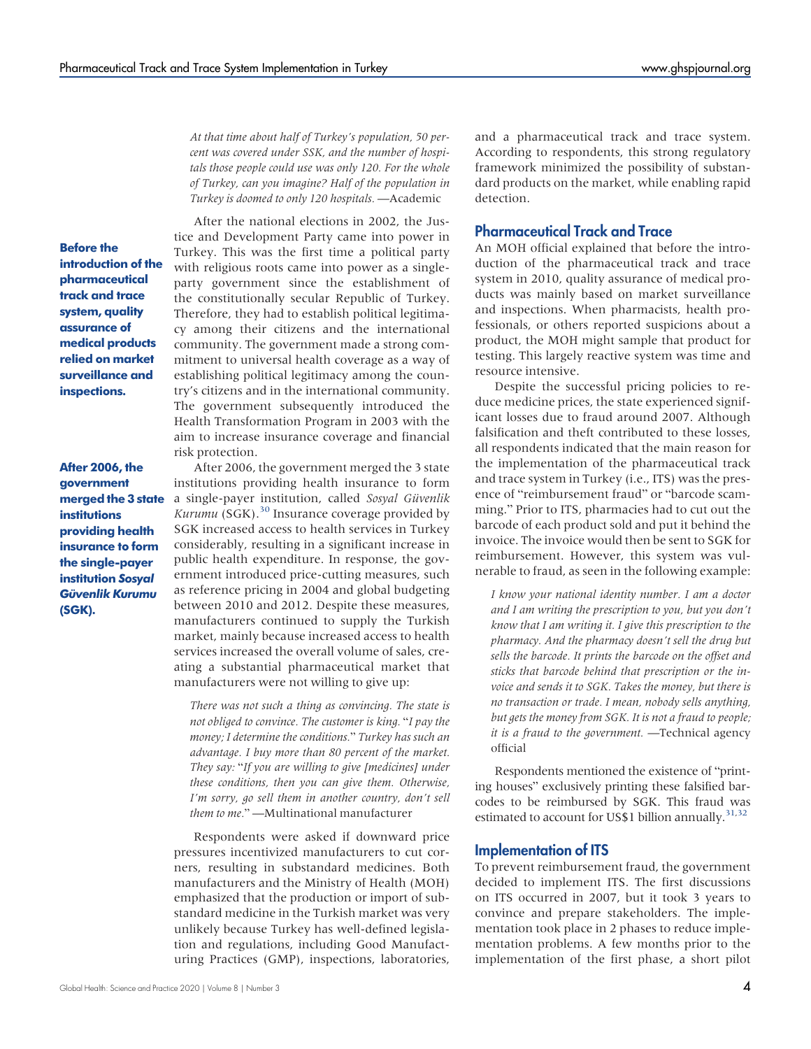> *At that time about half of Turkey's population, 50 percent was covered under SSK, and the number of hospitals those people could use was only 120. For the whole of Turkey, can you imagine? Half of the population in Turkey is doomed to only 120 hospitals.* —Academic

After the national elections in 2002, the Justice and Development Party came into power in Turkey. This was the first time a political party with religious roots came into power as a single-party government since the establishment of the constitutionally secular Republic of Turkey. Therefore, they had to establish political legitimacy among their citizens and the international community. The government made a strong commitment to universal health coverage as a way of establishing political legitimacy among the country's citizens and in the international community. The government subsequently introduced the Health Transformation Program in 2003 with the aim to increase insurance coverage and financial risk protection.

**After 2006, the government merged the 3 state institutions providing health insurance to form the single-payer institution *Sosyal Güvenlik Kurumu* (SGK).**

After 2006, the government merged the 3 state institutions providing health insurance to form a single-payer institution, called *Sosyal Güvenlik Kurumu* (SGK).[30] Insurance coverage provided by SGK increased access to health services in Turkey considerably, resulting in a significant increase in public health expenditure. In response, the government introduced price-cutting measures, such as reference pricing in 2004 and global budgeting between 2010 and 2012. Despite these measures, manufacturers continued to supply the Turkish market, mainly because increased access to health services increased the overall volume of sales, creating a substantial pharmaceutical market that manufacturers were not willing to give up:

> *There was not such a thing as convincing. The state is not obliged to convince. The customer is king. "I pay the money; I determine the conditions." Turkey has such an advantage. I buy more than 80 percent of the market. They say: "If you are willing to give [medicines] under these conditions, then you can give them. Otherwise, I'm sorry, go sell them in another country, don't sell them to me."* —Multinational manufacturer

Respondents were asked if downward price pressures incentivized manufacturers to cut corners, resulting in substandard medicines. Both manufacturers and the Ministry of Health (MOH) emphasized that the production or import of substandard medicine in the Turkish market was very unlikely because Turkey has well-defined legislation and regulations, including Good Manufacturing Practices (GMP), inspections, laboratories, and a pharmaceutical track and trace system. According to respondents, this strong regulatory framework minimized the possibility of substandard products on the market, while enabling rapid detection.

## Pharmaceutical Track and Trace

**Before the introduction of the pharmaceutical track and trace system, quality assurance of medical products relied on market surveillance and inspections.**

An MOH official explained that before the introduction of the pharmaceutical track and trace system in 2010, quality assurance of medical products was mainly based on market surveillance and inspections. When pharmacists, health professionals, or others reported suspicions about a product, the MOH might sample that product for testing. This largely reactive system was time and resource intensive.

Despite the successful pricing policies to reduce medicine prices, the state experienced significant losses due to fraud around 2007. Although falsification and theft contributed to these losses, all respondents indicated that the main reason for the implementation of the pharmaceutical track and trace system in Turkey (i.e., ITS) was the presence of "reimbursement fraud" or "barcode scamming." Prior to ITS, pharmacies had to cut out the barcode of each product sold and put it behind the invoice. The invoice would then be sent to SGK for reimbursement. However, this system was vulnerable to fraud, as seen in the following example:

> *I know your national identity number. I am a doctor and I am writing the prescription to you, but you don't know that I am writing it. I give this prescription to the pharmacy. And the pharmacy doesn't sell the drug but sells the barcode. It prints the barcode on the offset and sticks that barcode behind that prescription or the invoice and sends it to SGK. Takes the money, but there is no transaction or trade. I mean, nobody sells anything, but gets the money from SGK. It is not a fraud to people; it is a fraud to the government.* —Technical agency official

Respondents mentioned the existence of "printing houses" exclusively printing these falsified barcodes to be reimbursed by SGK. This fraud was estimated to account for US$1 billion annually.[31,32]

## Implementation of ITS

To prevent reimbursement fraud, the government decided to implement ITS. The first discussions on ITS occurred in 2007, but it took 3 years to convince and prepare stakeholders. The implementation took place in 2 phases to reduce implementation problems. A few months prior to the implementation of the first phase, a short pilot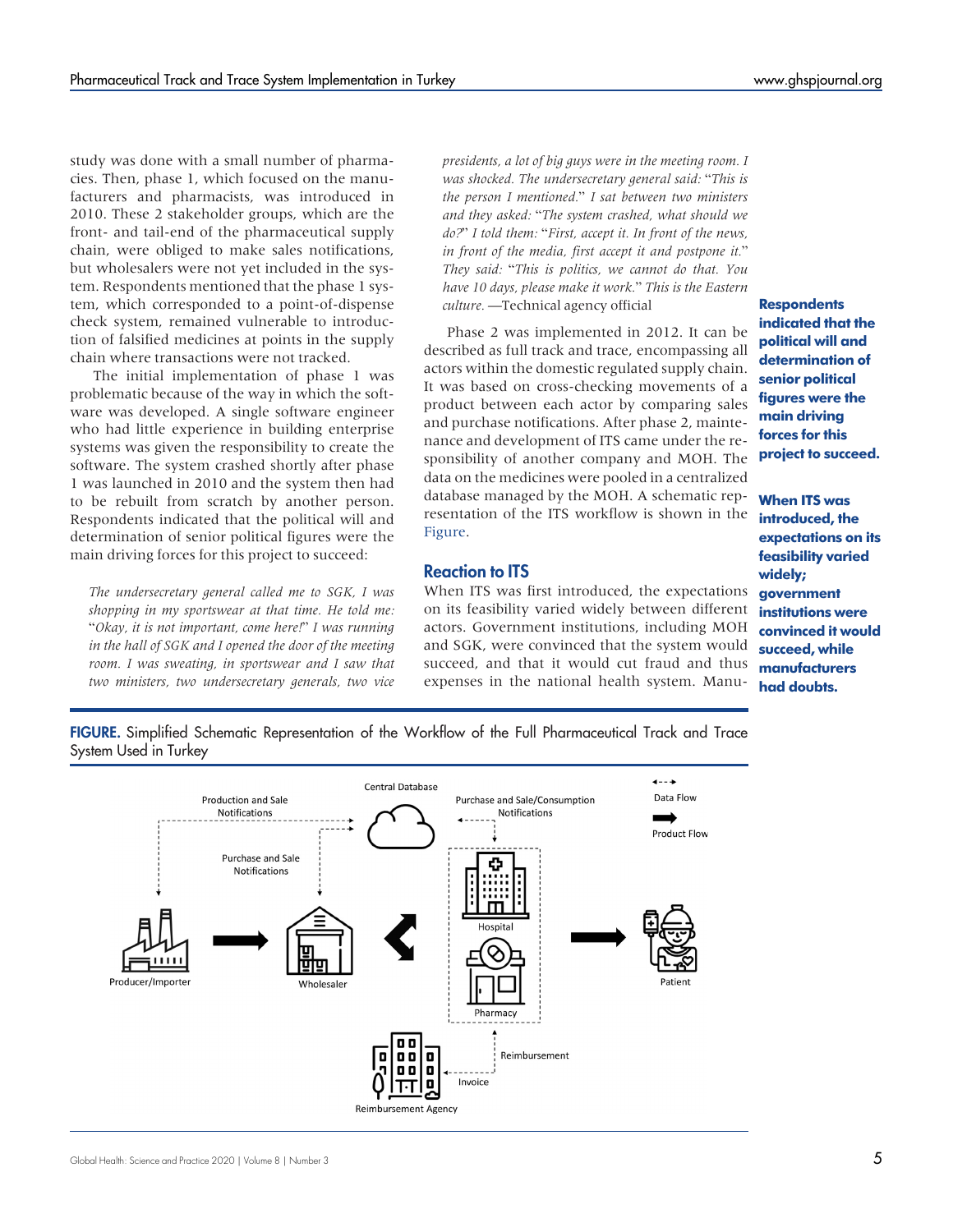study was done with a small number of pharmacies. Then, phase 1, which focused on the manufacturers and pharmacists, was introduced in 2010. These 2 stakeholder groups, which are the front- and tail-end of the pharmaceutical supply chain, were obliged to make sales notifications, but wholesalers were not yet included in the system. Respondents mentioned that the phase 1 system, which corresponded to a point-of-dispense check system, remained vulnerable to introduction of falsified medicines at points in the supply chain where transactions were not tracked.

The initial implementation of phase 1 was problematic because of the way in which the software was developed. A single software engineer who had little experience in building enterprise systems was given the responsibility to create the software. The system crashed shortly after phase 1 was launched in 2010 and the system then had to be rebuilt from scratch by another person. Respondents indicated that the political will and determination of senior political figures were the main driving forces for this project to succeed:

> *The undersecretary general called me to SGK, I was shopping in my sportswear at that time. He told me: "Okay, it is not important, come here!" I was running in the hall of SGK and I opened the door of the meeting room. I was sweating, in sportswear and I saw that two ministers, two undersecretary generals, two vice presidents, a lot of big guys were in the meeting room. I was shocked. The undersecretary general said: "This is the person I mentioned." I sat between two ministers and they asked: "The system crashed, what should we do?" I told them: "First, accept it. In front of the news, in front of the media, first accept it and postpone it." They said: "This is politics, we cannot do that. You have 10 days, please make it work." This is the Eastern culture.* —Technical agency official

**Respondents indicated that the political will and determination of senior political figures were the main driving forces for this project to succeed.**

Phase 2 was implemented in 2012. It can be described as full track and trace, encompassing all actors within the domestic regulated supply chain. It was based on cross-checking movements of a product between each actor by comparing sales and purchase notifications. After phase 2, maintenance and development of ITS came under the responsibility of another company and MOH. The data on the medicines were pooled in a centralized database managed by the MOH. A schematic representation of the ITS workflow is shown in the Figure.

## Reaction to ITS

When ITS was first introduced, the expectations on its feasibility varied widely between different actors. Government institutions, including MOH and SGK, were convinced that the system would succeed, and that it would cut fraud and thus expenses in the national health system. Manu-

**When ITS was introduced, the expectations on its feasibility varied widely; government institutions were convinced it would succeed, while manufacturers had doubts.**

**FIGURE.** Simplified Schematic Representation of the Workflow of the Full Pharmaceutical Track and Trace System Used in Turkey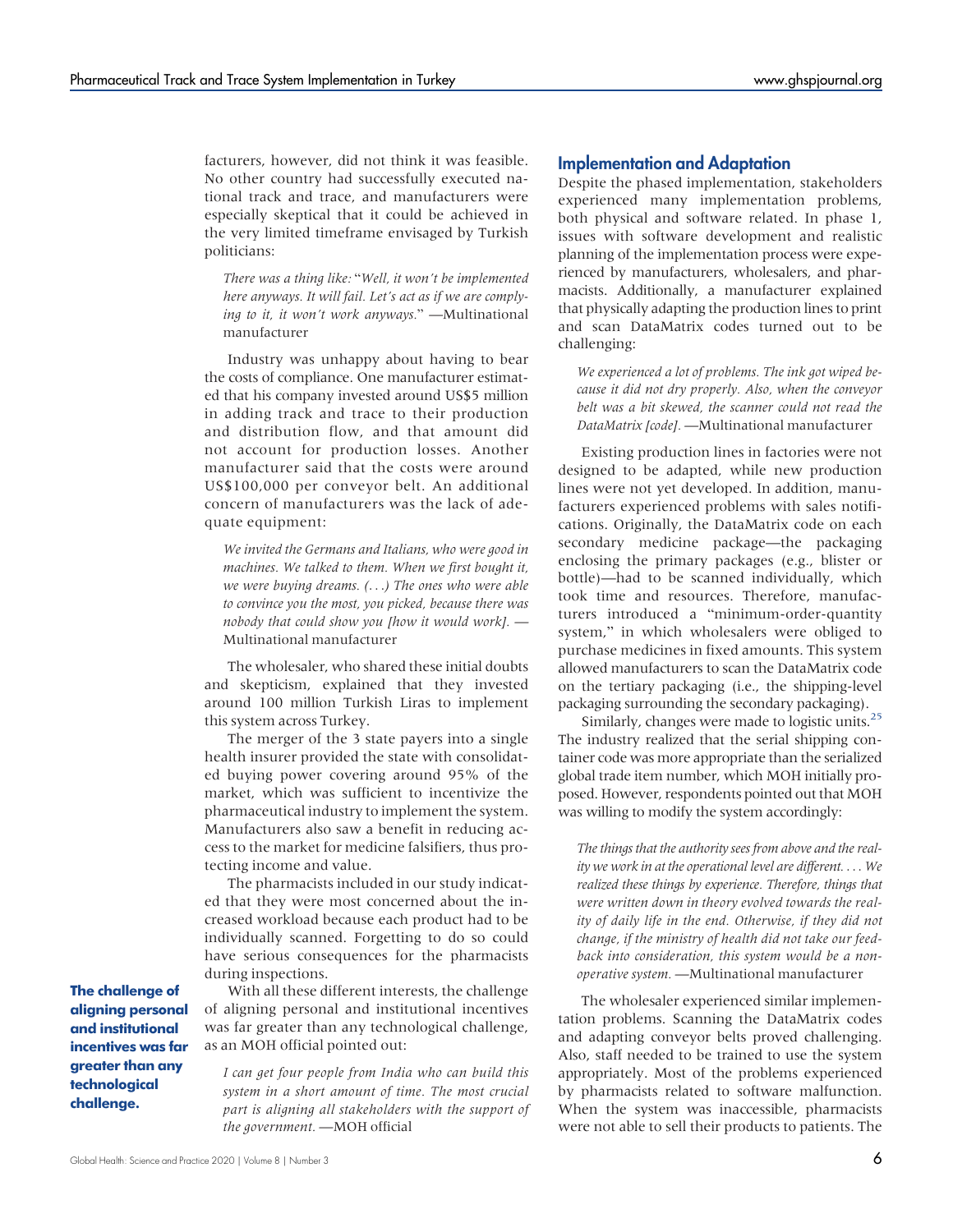facturers, however, did not think it was feasible. No other country had successfully executed national track and trace, and manufacturers were especially skeptical that it could be achieved in the very limited timeframe envisaged by Turkish politicians:

> *There was a thing like: "Well, it won't be implemented here anyways. It will fail. Let's act as if we are complying to it, it won't work anyways."* —Multinational manufacturer

Industry was unhappy about having to bear the costs of compliance. One manufacturer estimated that his company invested around US$5 million in adding track and trace to their production and distribution flow, and that amount did not account for production losses. Another manufacturer said that the costs were around US$100,000 per conveyor belt. An additional concern of manufacturers was the lack of adequate equipment:

> *We invited the Germans and Italians, who were good in machines. We talked to them. When we first bought it, we were buying dreams. (. . .) The ones who were able to convince you the most, you picked, because there was nobody that could show you [how it would work].* —Multinational manufacturer

The wholesaler, who shared these initial doubts and skepticism, explained that they invested around 100 million Turkish Liras to implement this system across Turkey.

The merger of the 3 state payers into a single health insurer provided the state with consolidated buying power covering around 95% of the market, which was sufficient to incentivize the pharmaceutical industry to implement the system. Manufacturers also saw a benefit in reducing access to the market for medicine falsifiers, thus protecting income and value.

The pharmacists included in our study indicated that they were most concerned about the increased workload because each product had to be individually scanned. Forgetting to do so could have serious consequences for the pharmacists during inspections.

**The challenge of aligning personal and institutional incentives was far greater than any technological challenge.**

With all these different interests, the challenge of aligning personal and institutional incentives was far greater than any technological challenge, as an MOH official pointed out:

> *I can get four people from India who can build this system in a short amount of time. The most crucial part is aligning all stakeholders with the support of the government.* —MOH official

## Implementation and Adaptation

Despite the phased implementation, stakeholders experienced many implementation problems, both physical and software related. In phase 1, issues with software development and realistic planning of the implementation process were experienced by manufacturers, wholesalers, and pharmacists. Additionally, a manufacturer explained that physically adapting the production lines to print and scan DataMatrix codes turned out to be challenging:

> *We experienced a lot of problems. The ink got wiped because it did not dry properly. Also, when the conveyor belt was a bit skewed, the scanner could not read the DataMatrix [code].* —Multinational manufacturer

Existing production lines in factories were not designed to be adapted, while new production lines were not yet developed. In addition, manufacturers experienced problems with sales notifications. Originally, the DataMatrix code on each secondary medicine package—the packaging enclosing the primary packages (e.g., blister or bottle)—had to be scanned individually, which took time and resources. Therefore, manufacturers introduced a "minimum-order-quantity system," in which wholesalers were obliged to purchase medicines in fixed amounts. This system allowed manufacturers to scan the DataMatrix code on the tertiary packaging (i.e., the shipping-level packaging surrounding the secondary packaging).

Similarly, changes were made to logistic units.[25] The industry realized that the serial shipping container code was more appropriate than the serialized global trade item number, which MOH initially proposed. However, respondents pointed out that MOH was willing to modify the system accordingly:

> *The things that the authority sees from above and the reality we work in at the operational level are different. . . . We realized these things by experience. Therefore, things that were written down in theory evolved towards the reality of daily life in the end. Otherwise, if they did not change, if the ministry of health did not take our feedback into consideration, this system would be a non-operative system.* —Multinational manufacturer

The wholesaler experienced similar implementation problems. Scanning the DataMatrix codes and adapting conveyor belts proved challenging. Also, staff needed to be trained to use the system appropriately. Most of the problems experienced by pharmacists related to software malfunction. When the system was inaccessible, pharmacists were not able to sell their products to patients. The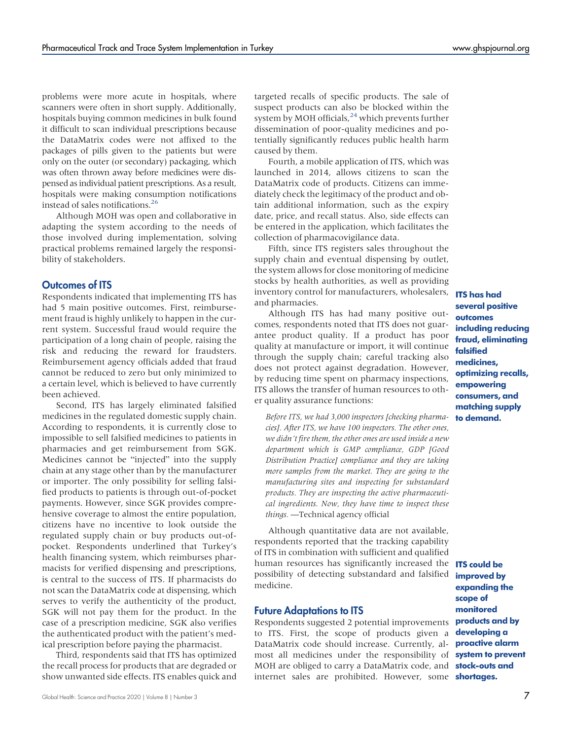problems were more acute in hospitals, where scanners were often in short supply. Additionally, hospitals buying common medicines in bulk found it difficult to scan individual prescriptions because the DataMatrix codes were not affixed to the packages of pills given to the patients but were only on the outer (or secondary) packaging, which was often thrown away before medicines were dispensed as individual patient prescriptions. As a result, hospitals were making consumption notifications instead of sales notifications.[26]

Although MOH was open and collaborative in adapting the system according to the needs of those involved during implementation, solving practical problems remained largely the responsibility of stakeholders.

## Outcomes of ITS

Respondents indicated that implementing ITS has had 5 main positive outcomes. First, reimbursement fraud is highly unlikely to happen in the current system. Successful fraud would require the participation of a long chain of people, raising the risk and reducing the reward for fraudsters. Reimbursement agency officials added that fraud cannot be reduced to zero but only minimized to a certain level, which is believed to have currently been achieved.

Second, ITS has largely eliminated falsified medicines in the regulated domestic supply chain. According to respondents, it is currently close to impossible to sell falsified medicines to patients in pharmacies and get reimbursement from SGK. Medicines cannot be "injected" into the supply chain at any stage other than by the manufacturer or importer. The only possibility for selling falsified products to patients is through out-of-pocket payments. However, since SGK provides comprehensive coverage to almost the entire population, citizens have no incentive to look outside the regulated supply chain or buy products out-of-pocket. Respondents underlined that Turkey's health financing system, which reimburses pharmacists for verified dispensing and prescriptions, is central to the success of ITS. If pharmacists do not scan the DataMatrix code at dispensing, which serves to verify the authenticity of the product, SGK will not pay them for the product. In the case of a prescription medicine, SGK also verifies the authenticated product with the patient's medical prescription before paying the pharmacist.

Third, respondents said that ITS has optimized the recall process for products that are degraded or show unwanted side effects. ITS enables quick and targeted recalls of specific products. The sale of suspect products can also be blocked within the system by MOH officials,[24] which prevents further dissemination of poor-quality medicines and potentially significantly reduces public health harm caused by them.

Fourth, a mobile application of ITS, which was launched in 2014, allows citizens to scan the DataMatrix code of products. Citizens can immediately check the legitimacy of the product and obtain additional information, such as the expiry date, price, and recall status. Also, side effects can be entered in the application, which facilitates the collection of pharmacovigilance data.

Fifth, since ITS registers sales throughout the supply chain and eventual dispensing by outlet, the system allows for close monitoring of medicine stocks by health authorities, as well as providing inventory control for manufacturers, wholesalers, and pharmacies.

**ITS has had several positive outcomes including reducing fraud, eliminating falsified medicines, optimizing recalls, empowering consumers, and matching supply to demand.**

Although ITS has had many positive outcomes, respondents noted that ITS does not guarantee product quality. If a product has poor quality at manufacture or import, it will continue through the supply chain; careful tracking also does not protect against degradation. However, by reducing time spent on pharmacy inspections, ITS allows the transfer of human resources to other quality assurance functions:

> *Before ITS, we had 3,000 inspectors [checking pharmacies]. After ITS, we have 100 inspectors. The other ones, we didn't fire them, the other ones are used inside a new department which is GMP compliance, GDP [Good Distribution Practice] compliance and they are taking more samples from the market. They are going to the manufacturing sites and inspecting for substandard products. They are inspecting the active pharmaceutical ingredients. Now, they have time to inspect these things.* —Technical agency official

Although quantitative data are not available, respondents reported that the tracking capability of ITS in combination with sufficient and qualified human resources has significantly increased the possibility of detecting substandard and falsified medicine.

**ITS could be improved by expanding the scope of monitored products and by developing a proactive alarm system to prevent stock-outs and shortages.**

## Future Adaptations to ITS

Respondents suggested 2 potential improvements to ITS. First, the scope of products given a DataMatrix code should increase. Currently, almost all medicines under the responsibility of MOH are obliged to carry a DataMatrix code, and internet sales are prohibited. However, some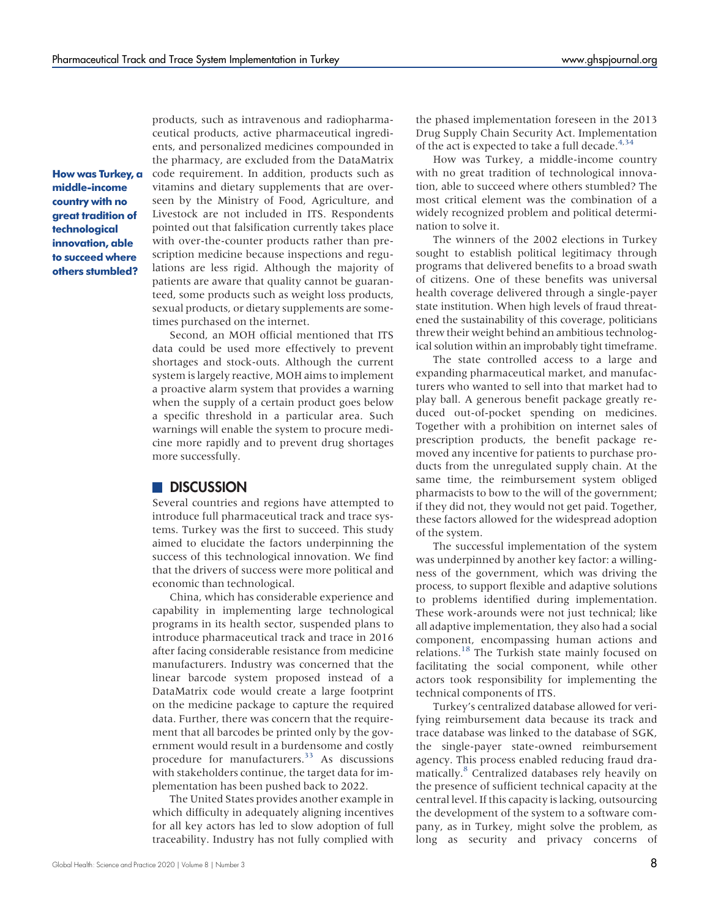products, such as intravenous and radiopharmaceutical products, active pharmaceutical ingredients, and personalized medicines compounded in the pharmacy, are excluded from the DataMatrix code requirement. In addition, products such as vitamins and dietary supplements that are overseen by the Ministry of Food, Agriculture, and Livestock are not included in ITS. Respondents pointed out that falsification currently takes place with over-the-counter products rather than prescription medicine because inspections and regulations are less rigid. Although the majority of patients are aware that quality cannot be guaranteed, some products such as weight loss products, sexual products, or dietary supplements are sometimes purchased on the internet.

Second, an MOH official mentioned that ITS data could be used more effectively to prevent shortages and stock-outs. Although the current system is largely reactive, MOH aims to implement a proactive alarm system that provides a warning when the supply of a certain product goes below a specific threshold in a particular area. Such warnings will enable the system to procure medicine more rapidly and to prevent drug shortages more successfully.

## DISCUSSION

Several countries and regions have attempted to introduce full pharmaceutical track and trace systems. Turkey was the first to succeed. This study aimed to elucidate the factors underpinning the success of this technological innovation. We find that the drivers of success were more political and economic than technological.

China, which has considerable experience and capability in implementing large technological programs in its health sector, suspended plans to introduce pharmaceutical track and trace in 2016 after facing considerable resistance from medicine manufacturers. Industry was concerned that the linear barcode system proposed instead of a DataMatrix code would create a large footprint on the medicine package to capture the required data. Further, there was concern that the requirement that all barcodes be printed only by the government would result in a burdensome and costly procedure for manufacturers.[33] As discussions with stakeholders continue, the target data for implementation has been pushed back to 2022.

The United States provides another example in which difficulty in adequately aligning incentives for all key actors has led to slow adoption of full traceability. Industry has not fully complied with the phased implementation foreseen in the 2013 Drug Supply Chain Security Act. Implementation of the act is expected to take a full decade.[4,34]

**How was Turkey, a middle-income country with no great tradition of technological innovation, able to succeed where others stumbled?**

How was Turkey, a middle-income country with no great tradition of technological innovation, able to succeed where others stumbled? The most critical element was the combination of a widely recognized problem and political determination to solve it.

The winners of the 2002 elections in Turkey sought to establish political legitimacy through programs that delivered benefits to a broad swath of citizens. One of these benefits was universal health coverage delivered through a single-payer state institution. When high levels of fraud threatened the sustainability of this coverage, politicians threw their weight behind an ambitious technological solution within an improbably tight timeframe.

The state controlled access to a large and expanding pharmaceutical market, and manufacturers who wanted to sell into that market had to play ball. A generous benefit package greatly reduced out-of-pocket spending on medicines. Together with a prohibition on internet sales of prescription products, the benefit package removed any incentive for patients to purchase products from the unregulated supply chain. At the same time, the reimbursement system obliged pharmacists to bow to the will of the government; if they did not, they would not get paid. Together, these factors allowed for the widespread adoption of the system.

The successful implementation of the system was underpinned by another key factor: a willingness of the government, which was driving the process, to support flexible and adaptive solutions to problems identified during implementation. These work-arounds were not just technical; like all adaptive implementation, they also had a social component, encompassing human actions and relations.[18] The Turkish state mainly focused on facilitating the social component, while other actors took responsibility for implementing the technical components of ITS.

Turkey's centralized database allowed for verifying reimbursement data because its track and trace database was linked to the database of SGK, the single-payer state-owned reimbursement agency. This process enabled reducing fraud dramatically.[8] Centralized databases rely heavily on the presence of sufficient technical capacity at the central level. If this capacity is lacking, outsourcing the development of the system to a software company, as in Turkey, might solve the problem, as long as security and privacy concerns of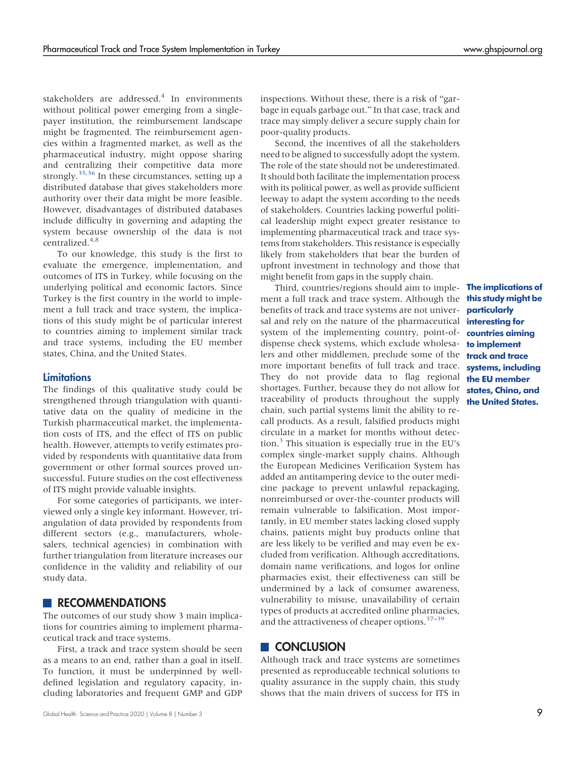stakeholders are addressed.[4] In environments without political power emerging from a single-payer institution, the reimbursement landscape might be fragmented. The reimbursement agencies within a fragmented market, as well as the pharmaceutical industry, might oppose sharing and centralizing their competitive data more strongly.[35,36] In these circumstances, setting up a distributed database that gives stakeholders more authority over their data might be more feasible. However, disadvantages of distributed databases include difficulty in governing and adapting the system because ownership of the data is not centralized.[4,8]

To our knowledge, this study is the first to evaluate the emergence, implementation, and outcomes of ITS in Turkey, while focusing on the underlying political and economic factors. Since Turkey is the first country in the world to implement a full track and trace system, the implications of this study might be of particular interest to countries aiming to implement similar track and trace systems, including the EU member states, China, and the United States.

### Limitations

The findings of this qualitative study could be strengthened through triangulation with quantitative data on the quality of medicine in the Turkish pharmaceutical market, the implementation costs of ITS, and the effect of ITS on public health. However, attempts to verify estimates provided by respondents with quantitative data from government or other formal sources proved unsuccessful. Future studies on the cost effectiveness of ITS might provide valuable insights.

For some categories of participants, we interviewed only a single key informant. However, triangulation of data provided by respondents from different sectors (e.g., manufacturers, wholesalers, technical agencies) in combination with further triangulation from literature increases our confidence in the validity and reliability of our study data.

## RECOMMENDATIONS

The outcomes of our study show 3 main implications for countries aiming to implement pharmaceutical track and trace systems.

First, a track and trace system should be seen as a means to an end, rather than a goal in itself. To function, it must be underpinned by well-defined legislation and regulatory capacity, including laboratories and frequent GMP and GDP inspections. Without these, there is a risk of "garbage in equals garbage out." In that case, track and trace may simply deliver a secure supply chain for poor-quality products.

Second, the incentives of all the stakeholders need to be aligned to successfully adopt the system. The role of the state should not be underestimated. It should both facilitate the implementation process with its political power, as well as provide sufficient leeway to adapt the system according to the needs of stakeholders. Countries lacking powerful political leadership might expect greater resistance to implementing pharmaceutical track and trace systems from stakeholders. This resistance is especially likely from stakeholders that bear the burden of upfront investment in technology and those that might benefit from gaps in the supply chain.

Third, countries/regions should aim to implement a full track and trace system. Although the benefits of track and trace systems are not universal and rely on the nature of the pharmaceutical system of the implementing country, point-of-dispense check systems, which exclude wholesalers and other middlemen, preclude some of the more important benefits of full track and trace. They do not provide data to flag regional shortages. Further, because they do not allow for traceability of products throughout the supply chain, such partial systems limit the ability to recall products. As a result, falsified products might circulate in a market for months without detection.[3] This situation is especially true in the EU's complex single-market supply chains. Although the European Medicines Verification System has added an antitampering device to the outer medicine package to prevent unlawful repackaging, nonreimbursed or over-the-counter products will remain vulnerable to falsification. Most importantly, in EU member states lacking closed supply chains, patients might buy products online that are less likely to be verified and may even be excluded from verification. Although accreditations, domain name verifications, and logos for online pharmacies exist, their effectiveness can still be undermined by a lack of consumer awareness, vulnerability to misuse, unavailability of certain types of products at accredited online pharmacies, and the attractiveness of cheaper options.[37–39]

**The implications of this study might be particularly interesting for countries aiming to implement track and trace systems, including the EU member states, China, and the United States.**

## CONCLUSION

Although track and trace systems are sometimes presented as reproduceable technical solutions to quality assurance in the supply chain, this study shows that the main drivers of success for ITS in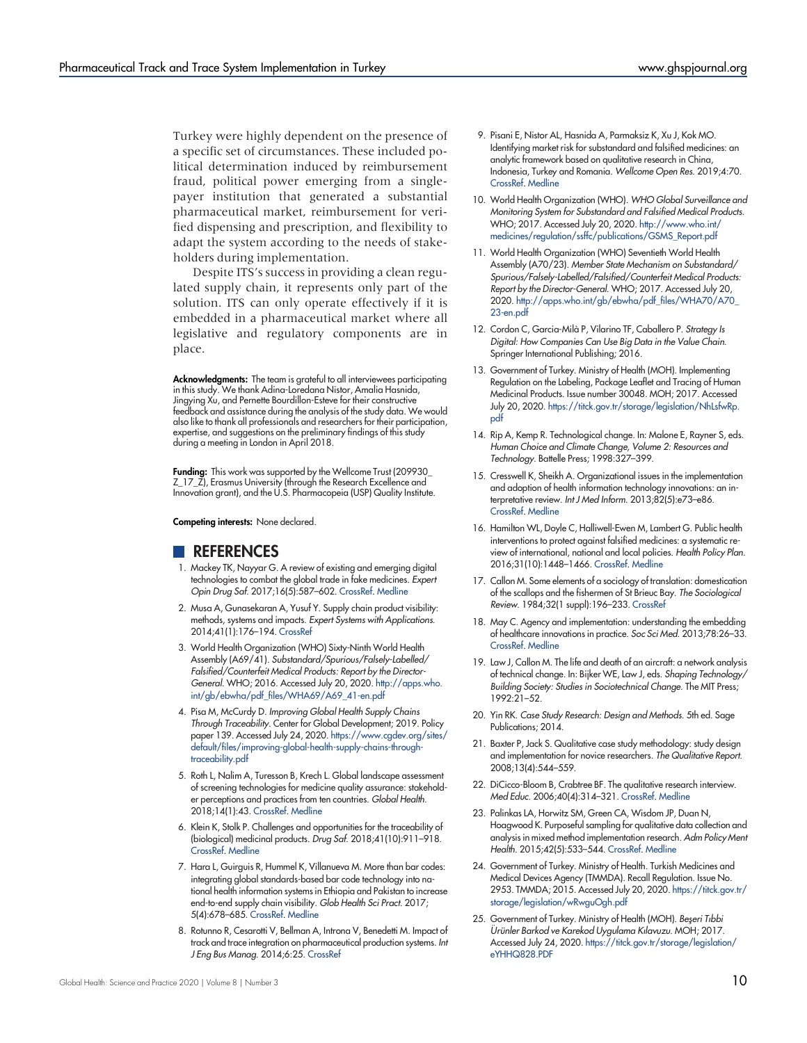Turkey were highly dependent on the presence of a specific set of circumstances. These included political determination induced by reimbursement fraud, political power emerging from a single-payer institution that generated a substantial pharmaceutical market, reimbursement for verified dispensing and prescription, and flexibility to adapt the system according to the needs of stakeholders during implementation.

Despite ITS's success in providing a clean regulated supply chain, it represents only part of the solution. ITS can only operate effectively if it is embedded in a pharmaceutical market where all legislative and regulatory components are in place.

**Acknowledgments:** The team is grateful to all interviewees participating in this study. We thank Adina-Loredana Nistor, Amalia Hasnida, Jingying Xu, and Pernette Bourdillon-Esteve for their constructive feedback and assistance during the analysis of the study data. We would also like to thank all professionals and researchers for their participation, expertise, and suggestions on the preliminary findings of this study during a meeting in London in April 2018.

**Funding:** This work was supported by the Wellcome Trust (209930_Z_17_Z), Erasmus University (through the Research Excellence and Innovation grant), and the U.S. Pharmacopeia (USP) Quality Institute.

**Competing interests:** None declared.

## REFERENCES

1. Mackey TK, Nayyar G. A review of existing and emerging digital technologies to combat the global trade in fake medicines. *Expert Opin Drug Saf.* 2017;16(5):587–602. CrossRef. Medline
2. Musa A, Gunasekaran A, Yusuf Y. Supply chain product visibility: methods, systems and impacts. *Expert Systems with Applications.* 2014;41(1):176–194. CrossRef
3. World Health Organization (WHO) Sixty-Ninth World Health Assembly (A69/41). *Substandard/Spurious/Falsely-Labelled/Falsified/Counterfeit Medical Products: Report by the Director-General.* WHO; 2016. Accessed July 20, 2020. http://apps.who.int/gb/ebwha/pdf_files/WHA69/A69_41-en.pdf
4. Pisa M, McCurdy D. *Improving Global Health Supply Chains Through Traceability.* Center for Global Development; 2019. Policy paper 139. Accessed July 24, 2020. https://www.cgdev.org/sites/default/files/improving-global-health-supply-chains-through-traceability.pdf
5. Roth L, Nalim A, Turesson B, Krech L. Global landscape assessment of screening technologies for medicine quality assurance: stakeholder perceptions and practices from ten countries. *Global Health.* 2018;14(1):43. CrossRef. Medline
6. Klein K, Stolk P. Challenges and opportunities for the traceability of (biological) medicinal products. *Drug Saf.* 2018;41(10):911–918. CrossRef. Medline
7. Hara L, Guirguis R, Hummel K, Villanueva M. More than bar codes: integrating global standards-based bar code technology into national health information systems in Ethiopia and Pakistan to increase end-to-end supply chain visibility. *Glob Health Sci Pract.* 2017; 5(4):678–685. CrossRef. Medline
8. Rotunno R, Cesarotti V, Bellman A, Introna V, Benedetti M. Impact of track and trace integration on pharmaceutical production systems. *Int J Eng Bus Manag.* 2014;6:25. CrossRef
9. Pisani E, Nistor AL, Hasnida A, Parmaksiz K, Xu J, Kok MO. Identifying market risk for substandard and falsified medicines: an analytic framework based on qualitative research in China, Indonesia, Turkey and Romania. *Wellcome Open Res.* 2019;4:70. CrossRef. Medline
10. World Health Organization (WHO). *WHO Global Surveillance and Monitoring System for Substandard and Falsified Medical Products.* WHO; 2017. Accessed July 20, 2020. http://www.who.int/medicines/regulation/ssffc/publications/GSMS_Report.pdf
11. World Health Organization (WHO) Seventieth World Health Assembly (A70/23). *Member State Mechanism on Substandard/Spurious/Falsely-Labelled/Falsified/Counterfeit Medical Products: Report by the Director-General.* WHO; 2017. Accessed July 20, 2020. http://apps.who.int/gb/ebwha/pdf_files/WHA70/A70_23-en.pdf
12. Cordon C, Garcia-Milà P, Vilarino TF, Caballero P. *Strategy Is Digital: How Companies Can Use Big Data in the Value Chain.* Springer International Publishing; 2016.
13. Government of Turkey. Ministry of Health (MOH). Implementing Regulation on the Labeling, Package Leaflet and Tracing of Human Medicinal Products. Issue number 30048. MOH; 2017. Accessed July 20, 2020. https://titck.gov.tr/storage/legislation/NhLsfwRp.pdf
14. Rip A, Kemp R. Technological change. In: Malone E, Rayner S, eds. *Human Choice and Climate Change, Volume 2: Resources and Technology.* Battelle Press; 1998:327–399.
15. Cresswell K, Sheikh A. Organizational issues in the implementation and adoption of health information technology innovations: an interpretative review. *Int J Med Inform.* 2013;82(5):e73–e86. CrossRef. Medline
16. Hamilton WL, Doyle C, Halliwell-Ewen M, Lambert G. Public health interventions to protect against falsified medicines: a systematic review of international, national and local policies. *Health Policy Plan.* 2016;31(10):1448–1466. CrossRef. Medline
17. Callon M. Some elements of a sociology of translation: domestication of the scallops and the fishermen of St Brieuc Bay. *The Sociological Review.* 1984;32(1 suppl):196–233. CrossRef
18. May C. Agency and implementation: understanding the embedding of healthcare innovations in practice. *Soc Sci Med.* 2013;78:26–33. CrossRef. Medline
19. Law J, Callon M. The life and death of an aircraft: a network analysis of technical change. In: Bijker WE, Law J, eds. *Shaping Technology/Building Society: Studies in Sociotechnical Change.* The MIT Press; 1992:21–52.
20. Yin RK. *Case Study Research: Design and Methods.* 5th ed. Sage Publications; 2014.
21. Baxter P, Jack S. Qualitative case study methodology: study design and implementation for novice researchers. *The Qualitative Report.* 2008;13(4):544–559.
22. DiCicco-Bloom B, Crabtree BF. The qualitative research interview. *Med Educ.* 2006;40(4):314–321. CrossRef. Medline
23. Palinkas LA, Horwitz SM, Green CA, Wisdom JP, Duan N, Hoagwood K. Purposeful sampling for qualitative data collection and analysis in mixed method implementation research. *Adm Policy Ment Health.* 2015;42(5):533–544. CrossRef. Medline
24. Government of Turkey. Ministry of Health. Turkish Medicines and Medical Devices Agency (TMMDA). Recall Regulation. Issue No. 2953. TMMDA; 2015. Accessed July 20, 2020. https://titck.gov.tr/storage/legislation/wRwguOgh.pdf
25. Government of Turkey. Ministry of Health (MOH). *Beşeri Tıbbi Ürünler Barkod ve Karekod Uygulama Kılavuzu.* MOH; 2017. Accessed July 24, 2020. https://titck.gov.tr/storage/legislation/eYHHQ828.PDF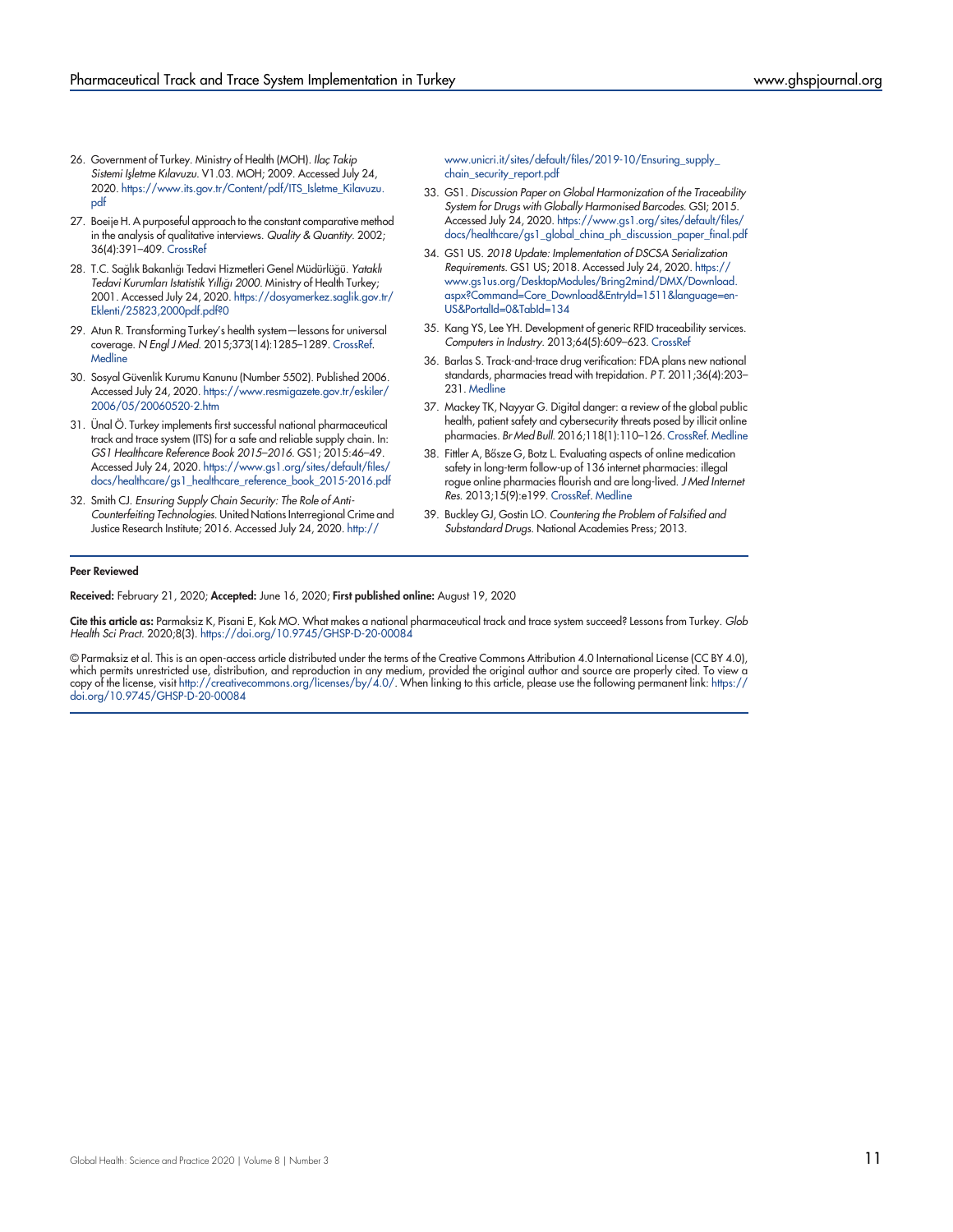26. Government of Turkey. Ministry of Health (MOH). *Ilaç Takip Sistemi Işletme Kılavuzu*. V1.03. MOH; 2009. Accessed July 24, 2020. https://www.its.gov.tr/Content/pdf/ITS_Isletme_Kilavuzu.pdf
27. Boeije H. A purposeful approach to the constant comparative method in the analysis of qualitative interviews. *Quality & Quantity*. 2002; 36(4):391–409. CrossRef
28. T.C. Sağlık Bakanlığı Tedavi Hizmetleri Genel Müdürlüğü. *Yataklı Tedavi Kurumları Istatistik Yıllığı 2000*. Ministry of Health Turkey; 2001. Accessed July 24, 2020. https://dosyamerkez.saglik.gov.tr/Eklenti/25823,2000pdf.pdf?0
29. Atun R. Transforming Turkey's health system—lessons for universal coverage. *N Engl J Med*. 2015;373(14):1285–1289. CrossRef. Medline
30. Sosyal Güvenlik Kurumu Kanunu (Number 5502). Published 2006. Accessed July 24, 2020. https://www.resmigazete.gov.tr/eskiler/2006/05/20060520-2.htm
31. Ünal Ö. Turkey implements first successful national pharmaceutical track and trace system (ITS) for a safe and reliable supply chain. In: *GS1 Healthcare Reference Book 2015–2016*. GS1; 2015:46–49. Accessed July 24, 2020. https://www.gs1.org/sites/default/files/docs/healthcare/gs1_healthcare_reference_book_2015-2016.pdf
32. Smith CJ. *Ensuring Supply Chain Security: The Role of Anti-Counterfeiting Technologies*. United Nations Interregional Crime and Justice Research Institute; 2016. Accessed July 24, 2020. http://www.unicri.it/sites/default/files/2019-10/Ensuring_supply_chain_security_report.pdf
33. GS1. *Discussion Paper on Global Harmonization of the Traceability System for Drugs with Globally Harmonised Barcodes*. GSI; 2015. Accessed July 24, 2020. https://www.gs1.org/sites/default/files/docs/healthcare/gs1_global_china_ph_discussion_paper_final.pdf
34. GS1 US. *2018 Update: Implementation of DSCSA Serialization Requirements*. GS1 US; 2018. Accessed July 24, 2020. https://www.gs1us.org/DesktopModules/Bring2mind/DMX/Download.aspx?Command=Core_Download&EntryId=1511&language=en-US&PortalId=0&TabId=134
35. Kang YS, Lee YH. Development of generic RFID traceability services. *Computers in Industry*. 2013;64(5):609–623. CrossRef
36. Barlas S. Track-and-trace drug verification: FDA plans new national standards, pharmacies tread with trepidation. *P T*. 2011;36(4):203–231. Medline
37. Mackey TK, Nayyar G. Digital danger: a review of the global public health, patient safety and cybersecurity threats posed by illicit online pharmacies. *Br Med Bull*. 2016;118(1):110–126. CrossRef. Medline
38. Fittler A, Bősze G, Botz L. Evaluating aspects of online medication safety in long-term follow-up of 136 internet pharmacies: illegal rogue online pharmacies flourish and are long-lived. *J Med Internet Res*. 2013;15(9):e199. CrossRef. Medline
39. Buckley GJ, Gostin LO. *Countering the Problem of Falsified and Substandard Drugs*. National Academies Press; 2013.

---

**Peer Reviewed**

**Received:** February 21, 2020; **Accepted:** June 16, 2020; **First published online:** August 19, 2020

**Cite this article as:** Parmaksiz K, Pisani E, Kok MO. What makes a national pharmaceutical track and trace system succeed? Lessons from Turkey. *Glob Health Sci Pract*. 2020;8(3). https://doi.org/10.9745/GHSP-D-20-00084

© Parmaksiz et al. This is an open-access article distributed under the terms of the Creative Commons Attribution 4.0 International License (CC BY 4.0), which permits unrestricted use, distribution, and reproduction in any medium, provided the original author and source are properly cited. To view a copy of the license, visit http://creativecommons.org/licenses/by/4.0/. When linking to this article, please use the following permanent link: https://doi.org/10.9745/GHSP-D-20-00084